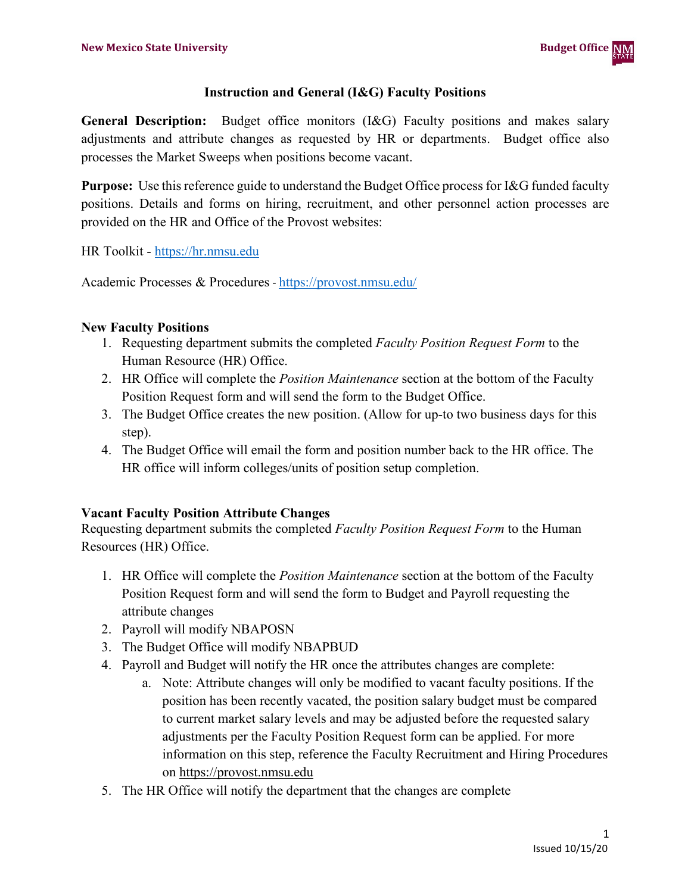# Instruction and General (I&G) Faculty Positions

**General Description:** Budget office monitors (I&G) Faculty positions and makes salary adjustments and attribute changes as requested by HR or departments. Budget office also processes the Market Sweeps when positions become vacant.

**Purpose:** Use this reference guide to understand the Budget Office process for I&G funded faculty positions. Details and forms on hiring, recruitment, and other personnel action processes are provided on the HR and Office of the Provost websites:

HR Toolkit - https://hr.nmsu.edu

Academic Processes & Procedures - https://provost.nmsu.edu/

## New Faculty Positions

1. Requesting department submits the completed *Faculty Position Request Form* to the Human Resource (HR) Office.
2. HR Office will complete the *Position Maintenance* section at the bottom of the Faculty Position Request form and will send the form to the Budget Office.
3. The Budget Office creates the new position. (Allow for up-to two business days for this step).
4. The Budget Office will email the form and position number back to the HR office. The HR office will inform colleges/units of position setup completion.

## Vacant Faculty Position Attribute Changes

Requesting department submits the completed *Faculty Position Request Form* to the Human Resources (HR) Office.

1. HR Office will complete the *Position Maintenance* section at the bottom of the Faculty Position Request form and will send the form to Budget and Payroll requesting the attribute changes
2. Payroll will modify NBAPOSN
3. The Budget Office will modify NBAPBUD
4. Payroll and Budget will notify the HR once the attributes changes are complete:
   a. Note: Attribute changes will only be modified to vacant faculty positions. If the position has been recently vacated, the position salary budget must be compared to current market salary levels and may be adjusted before the requested salary adjustments per the Faculty Position Request form can be applied. For more information on this step, reference the Faculty Recruitment and Hiring Procedures on https://provost.nmsu.edu
5. The HR Office will notify the department that the changes are complete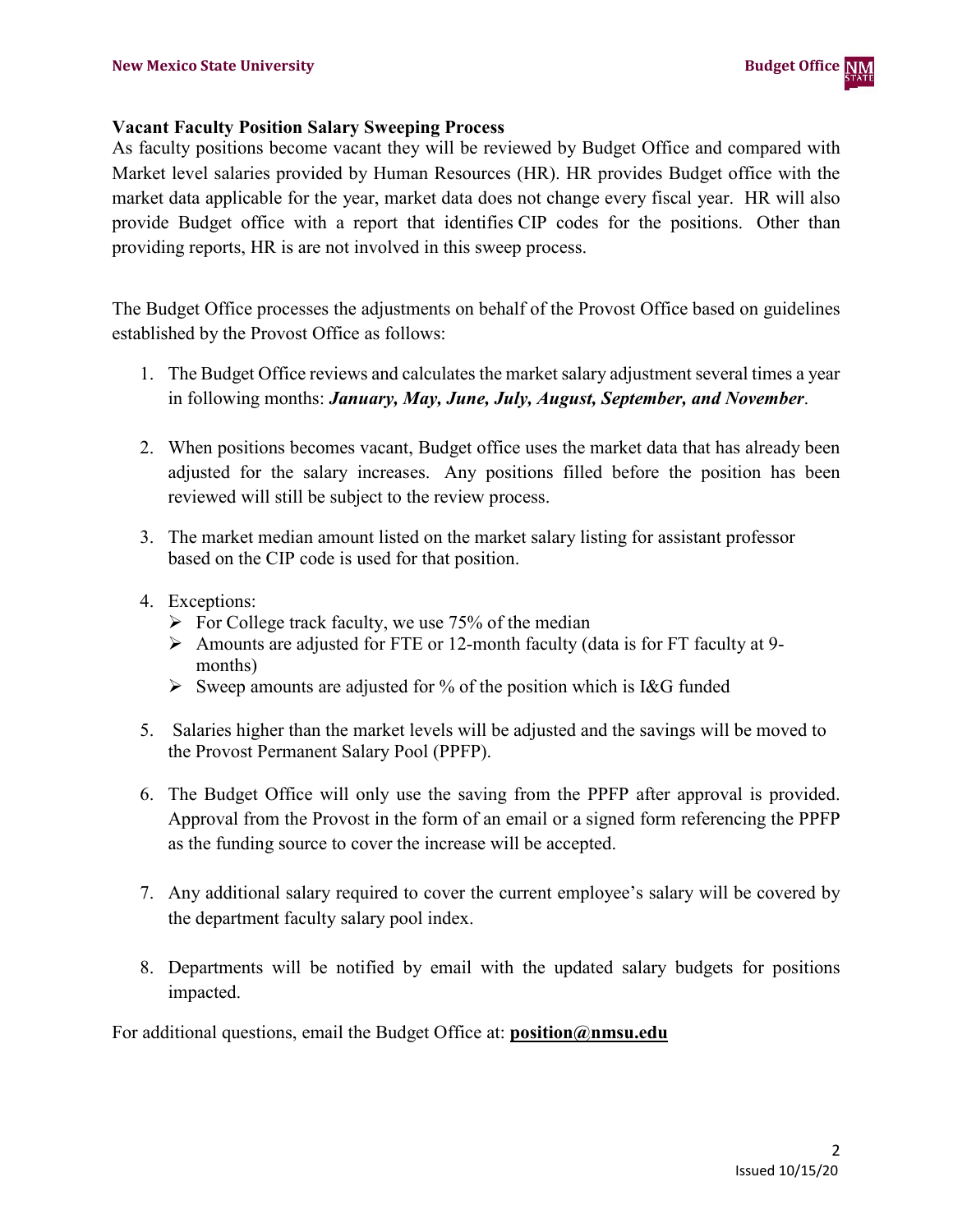**Vacant Faculty Position Salary Sweeping Process**

As faculty positions become vacant they will be reviewed by Budget Office and compared with Market level salaries provided by Human Resources (HR). HR provides Budget office with the market data applicable for the year, market data does not change every fiscal year. HR will also provide Budget office with a report that identifies CIP codes for the positions. Other than providing reports, HR is are not involved in this sweep process.

The Budget Office processes the adjustments on behalf of the Provost Office based on guidelines established by the Provost Office as follows:

1. The Budget Office reviews and calculates the market salary adjustment several times a year in following months: ***January, May, June, July, August, September, and November***.

2. When positions becomes vacant, Budget office uses the market data that has already been adjusted for the salary increases. Any positions filled before the position has been reviewed will still be subject to the review process.

3. The market median amount listed on the market salary listing for assistant professor based on the CIP code is used for that position.

4. Exceptions:
   - For College track faculty, we use 75% of the median
   - Amounts are adjusted for FTE or 12-month faculty (data is for FT faculty at 9-months)
   - Sweep amounts are adjusted for % of the position which is I&G funded

5. Salaries higher than the market levels will be adjusted and the savings will be moved to the Provost Permanent Salary Pool (PPFP).

6. The Budget Office will only use the saving from the PPFP after approval is provided. Approval from the Provost in the form of an email or a signed form referencing the PPFP as the funding source to cover the increase will be accepted.

7. Any additional salary required to cover the current employee's salary will be covered by the department faculty salary pool index.

8. Departments will be notified by email with the updated salary budgets for positions impacted.

For additional questions, email the Budget Office at: **position@nmsu.edu**

Issued 10/15/20